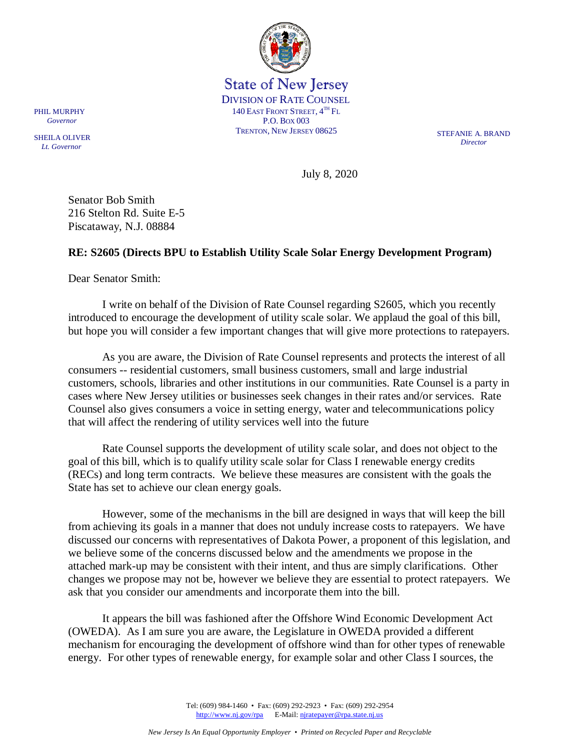State of New Jersey

DIVISION OF RATE COUNSEL
140 EAST FRONT STREET, 4TH FL
P.O. BOX 003
TRENTON, NEW JERSEY 08625

PHIL MURPHY
*Governor*

SHEILA OLIVER
*Lt. Governor*

STEFANIE A. BRAND
*Director*

July 8, 2020

Senator Bob Smith
216 Stelton Rd. Suite E-5
Piscataway, N.J. 08884

**RE: S2605 (Directs BPU to Establish Utility Scale Solar Energy Development Program)**

Dear Senator Smith:

I write on behalf of the Division of Rate Counsel regarding S2605, which you recently introduced to encourage the development of utility scale solar. We applaud the goal of this bill, but hope you will consider a few important changes that will give more protections to ratepayers.

As you are aware, the Division of Rate Counsel represents and protects the interest of all consumers -- residential customers, small business customers, small and large industrial customers, schools, libraries and other institutions in our communities. Rate Counsel is a party in cases where New Jersey utilities or businesses seek changes in their rates and/or services. Rate Counsel also gives consumers a voice in setting energy, water and telecommunications policy that will affect the rendering of utility services well into the future

Rate Counsel supports the development of utility scale solar, and does not object to the goal of this bill, which is to qualify utility scale solar for Class I renewable energy credits (RECs) and long term contracts. We believe these measures are consistent with the goals the State has set to achieve our clean energy goals.

However, some of the mechanisms in the bill are designed in ways that will keep the bill from achieving its goals in a manner that does not unduly increase costs to ratepayers. We have discussed our concerns with representatives of Dakota Power, a proponent of this legislation, and we believe some of the concerns discussed below and the amendments we propose in the attached mark-up may be consistent with their intent, and thus are simply clarifications. Other changes we propose may not be, however we believe they are essential to protect ratepayers. We ask that you consider our amendments and incorporate them into the bill.

It appears the bill was fashioned after the Offshore Wind Economic Development Act (OWEDA). As I am sure you are aware, the Legislature in OWEDA provided a different mechanism for encouraging the development of offshore wind than for other types of renewable energy. For other types of renewable energy, for example solar and other Class I sources, the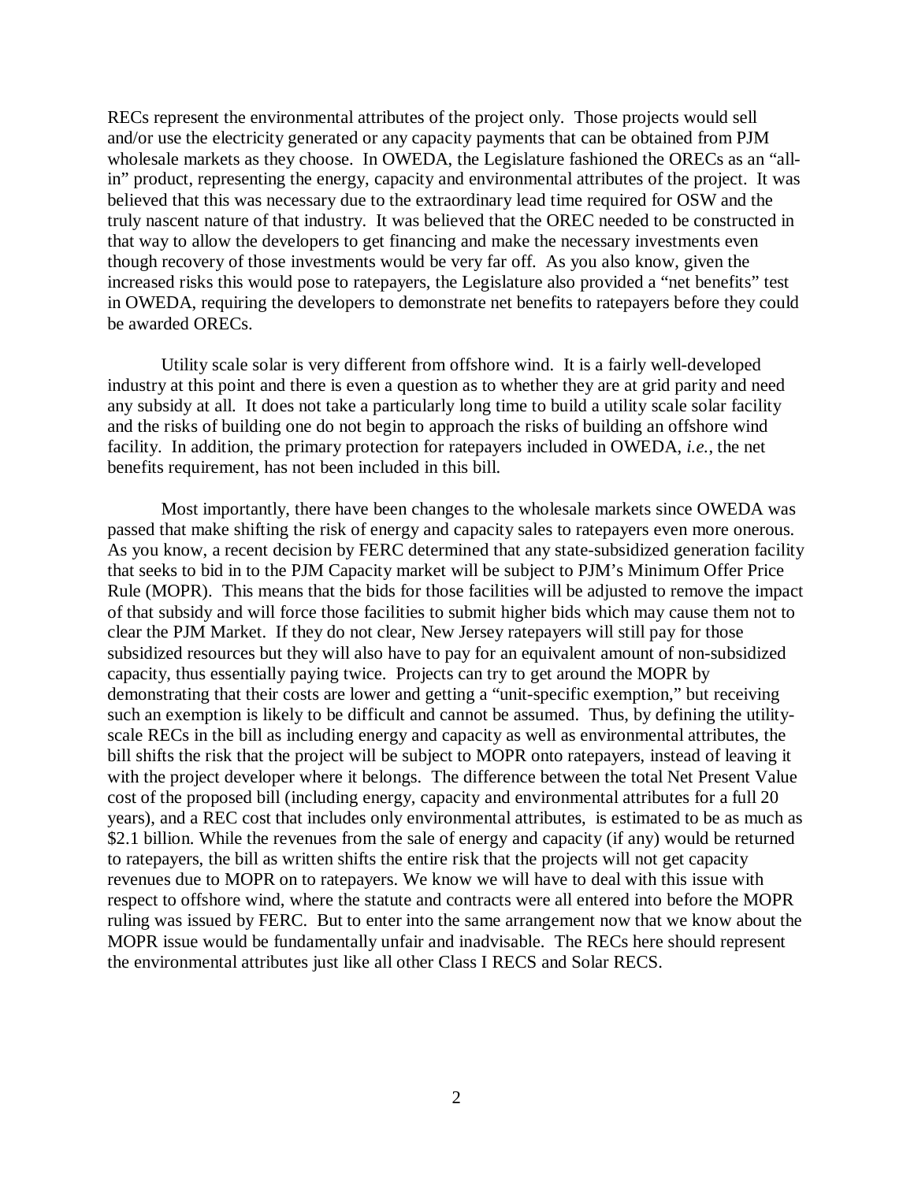RECs represent the environmental attributes of the project only. Those projects would sell and/or use the electricity generated or any capacity payments that can be obtained from PJM wholesale markets as they choose. In OWEDA, the Legislature fashioned the ORECs as an "all-in" product, representing the energy, capacity and environmental attributes of the project. It was believed that this was necessary due to the extraordinary lead time required for OSW and the truly nascent nature of that industry. It was believed that the OREC needed to be constructed in that way to allow the developers to get financing and make the necessary investments even though recovery of those investments would be very far off. As you also know, given the increased risks this would pose to ratepayers, the Legislature also provided a "net benefits" test in OWEDA, requiring the developers to demonstrate net benefits to ratepayers before they could be awarded ORECs.

Utility scale solar is very different from offshore wind. It is a fairly well-developed industry at this point and there is even a question as to whether they are at grid parity and need any subsidy at all. It does not take a particularly long time to build a utility scale solar facility and the risks of building one do not begin to approach the risks of building an offshore wind facility. In addition, the primary protection for ratepayers included in OWEDA, *i.e.*, the net benefits requirement, has not been included in this bill.

Most importantly, there have been changes to the wholesale markets since OWEDA was passed that make shifting the risk of energy and capacity sales to ratepayers even more onerous. As you know, a recent decision by FERC determined that any state-subsidized generation facility that seeks to bid in to the PJM Capacity market will be subject to PJM's Minimum Offer Price Rule (MOPR). This means that the bids for those facilities will be adjusted to remove the impact of that subsidy and will force those facilities to submit higher bids which may cause them not to clear the PJM Market. If they do not clear, New Jersey ratepayers will still pay for those subsidized resources but they will also have to pay for an equivalent amount of non-subsidized capacity, thus essentially paying twice. Projects can try to get around the MOPR by demonstrating that their costs are lower and getting a "unit-specific exemption," but receiving such an exemption is likely to be difficult and cannot be assumed. Thus, by defining the utility-scale RECs in the bill as including energy and capacity as well as environmental attributes, the bill shifts the risk that the project will be subject to MOPR onto ratepayers, instead of leaving it with the project developer where it belongs. The difference between the total Net Present Value cost of the proposed bill (including energy, capacity and environmental attributes for a full 20 years), and a REC cost that includes only environmental attributes, is estimated to be as much as $2.1 billion. While the revenues from the sale of energy and capacity (if any) would be returned to ratepayers, the bill as written shifts the entire risk that the projects will not get capacity revenues due to MOPR on to ratepayers. We know we will have to deal with this issue with respect to offshore wind, where the statute and contracts were all entered into before the MOPR ruling was issued by FERC. But to enter into the same arrangement now that we know about the MOPR issue would be fundamentally unfair and inadvisable. The RECs here should represent the environmental attributes just like all other Class I RECS and Solar RECS.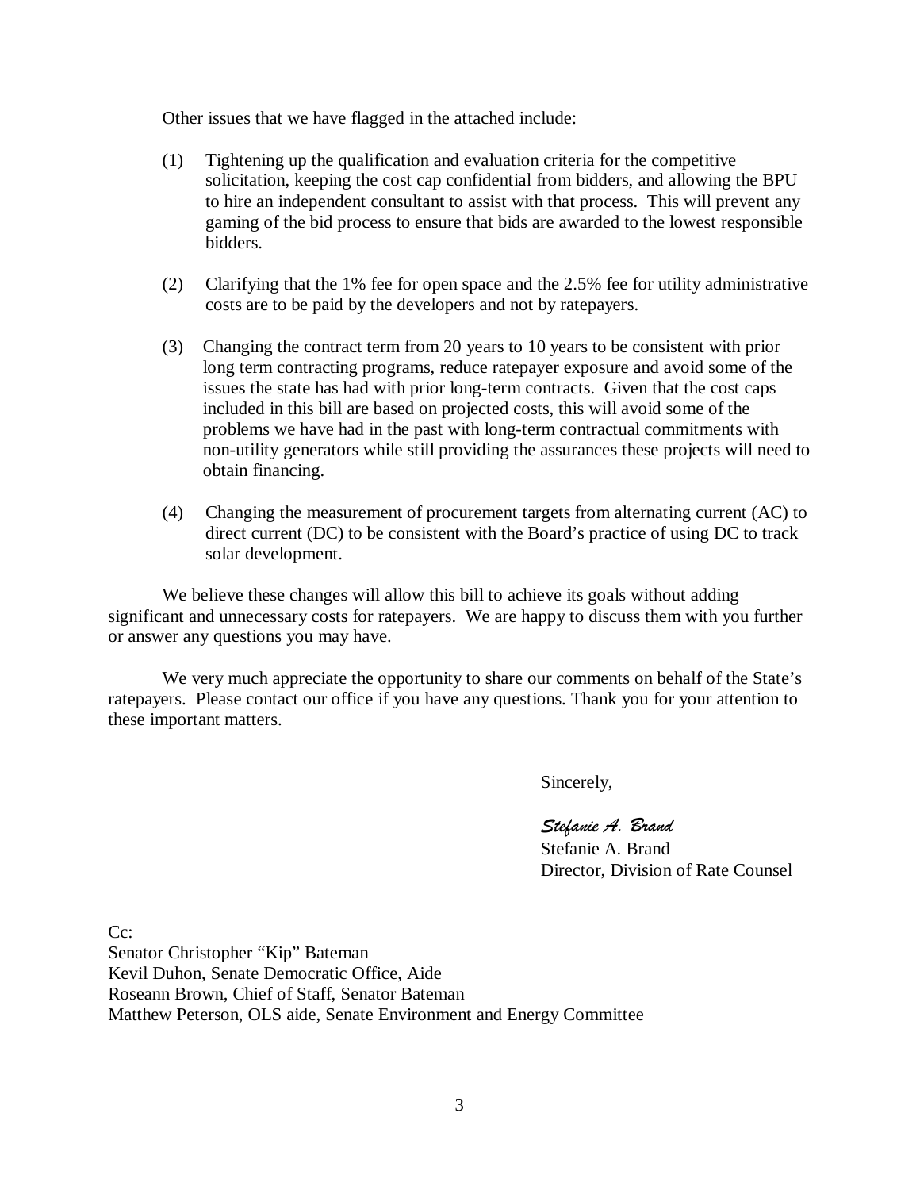Other issues that we have flagged in the attached include:

(1) Tightening up the qualification and evaluation criteria for the competitive solicitation, keeping the cost cap confidential from bidders, and allowing the BPU to hire an independent consultant to assist with that process. This will prevent any gaming of the bid process to ensure that bids are awarded to the lowest responsible bidders.

(2) Clarifying that the 1% fee for open space and the 2.5% fee for utility administrative costs are to be paid by the developers and not by ratepayers.

(3) Changing the contract term from 20 years to 10 years to be consistent with prior long term contracting programs, reduce ratepayer exposure and avoid some of the issues the state has had with prior long-term contracts. Given that the cost caps included in this bill are based on projected costs, this will avoid some of the problems we have had in the past with long-term contractual commitments with non-utility generators while still providing the assurances these projects will need to obtain financing.

(4) Changing the measurement of procurement targets from alternating current (AC) to direct current (DC) to be consistent with the Board's practice of using DC to track solar development.

We believe these changes will allow this bill to achieve its goals without adding significant and unnecessary costs for ratepayers. We are happy to discuss them with you further or answer any questions you may have.

We very much appreciate the opportunity to share our comments on behalf of the State's ratepayers. Please contact our office if you have any questions. Thank you for your attention to these important matters.

Sincerely,

*Stefanie A. Brand*
Stefanie A. Brand
Director, Division of Rate Counsel

Cc:
Senator Christopher "Kip" Bateman
Kevil Duhon, Senate Democratic Office, Aide
Roseann Brown, Chief of Staff, Senator Bateman
Matthew Peterson, OLS aide, Senate Environment and Energy Committee